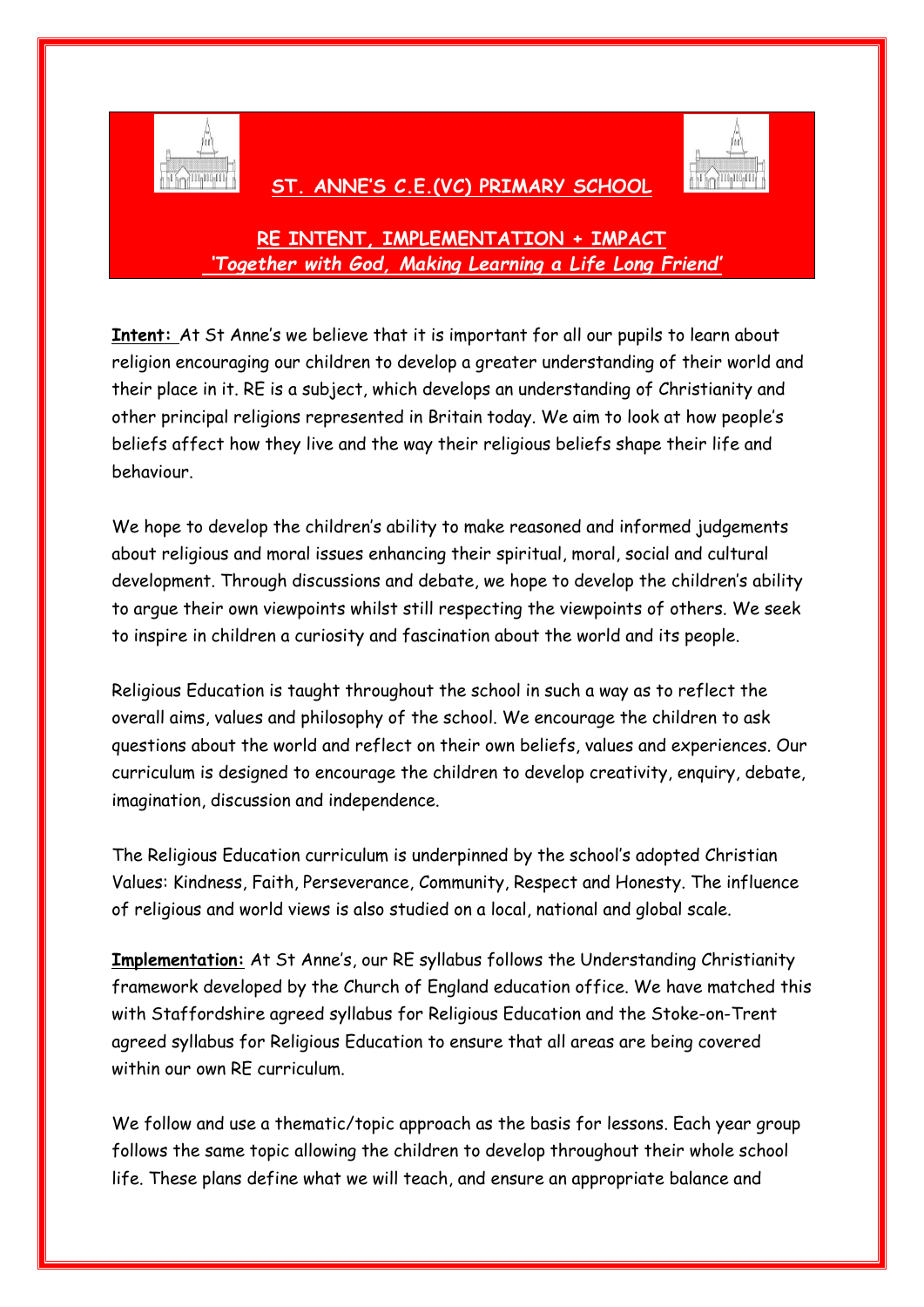# ST. ANNE'S C.E.(VC) PRIMARY SCHOOL

## RE INTENT, IMPLEMENTATION + IMPACT

***'Together with God, Making Learning a Life Long Friend'***

**Intent:** At St Anne's we believe that it is important for all our pupils to learn about religion encouraging our children to develop a greater understanding of their world and their place in it. RE is a subject, which develops an understanding of Christianity and other principal religions represented in Britain today. We aim to look at how people's beliefs affect how they live and the way their religious beliefs shape their life and behaviour.

We hope to develop the children's ability to make reasoned and informed judgements about religious and moral issues enhancing their spiritual, moral, social and cultural development. Through discussions and debate, we hope to develop the children's ability to argue their own viewpoints whilst still respecting the viewpoints of others. We seek to inspire in children a curiosity and fascination about the world and its people.

Religious Education is taught throughout the school in such a way as to reflect the overall aims, values and philosophy of the school. We encourage the children to ask questions about the world and reflect on their own beliefs, values and experiences. Our curriculum is designed to encourage the children to develop creativity, enquiry, debate, imagination, discussion and independence.

The Religious Education curriculum is underpinned by the school's adopted Christian Values: Kindness, Faith, Perseverance, Community, Respect and Honesty. The influence of religious and world views is also studied on a local, national and global scale.

**Implementation:** At St Anne's, our RE syllabus follows the Understanding Christianity framework developed by the Church of England education office. We have matched this with Staffordshire agreed syllabus for Religious Education and the Stoke-on-Trent agreed syllabus for Religious Education to ensure that all areas are being covered within our own RE curriculum.

We follow and use a thematic/topic approach as the basis for lessons. Each year group follows the same topic allowing the children to develop throughout their whole school life. These plans define what we will teach, and ensure an appropriate balance and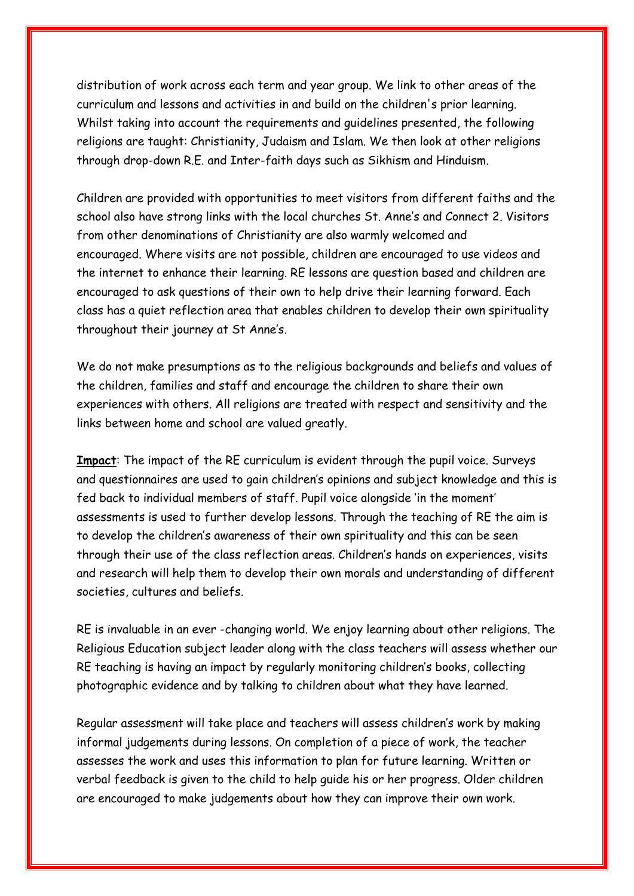distribution of work across each term and year group. We link to other areas of the curriculum and lessons and activities in and build on the children's prior learning. Whilst taking into account the requirements and guidelines presented, the following religions are taught: Christianity, Judaism and Islam. We then look at other religions through drop-down R.E. and Inter-faith days such as Sikhism and Hinduism.

Children are provided with opportunities to meet visitors from different faiths and the school also have strong links with the local churches St. Anne's and Connect 2. Visitors from other denominations of Christianity are also warmly welcomed and encouraged. Where visits are not possible, children are encouraged to use videos and the internet to enhance their learning. RE lessons are question based and children are encouraged to ask questions of their own to help drive their learning forward. Each class has a quiet reflection area that enables children to develop their own spirituality throughout their journey at St Anne's.

We do not make presumptions as to the religious backgrounds and beliefs and values of the children, families and staff and encourage the children to share their own experiences with others. All religions are treated with respect and sensitivity and the links between home and school are valued greatly.

**Impact**: The impact of the RE curriculum is evident through the pupil voice. Surveys and questionnaires are used to gain children's opinions and subject knowledge and this is fed back to individual members of staff. Pupil voice alongside 'in the moment' assessments is used to further develop lessons. Through the teaching of RE the aim is to develop the children's awareness of their own spirituality and this can be seen through their use of the class reflection areas. Children's hands on experiences, visits and research will help them to develop their own morals and understanding of different societies, cultures and beliefs.

RE is invaluable in an ever -changing world. We enjoy learning about other religions. The Religious Education subject leader along with the class teachers will assess whether our RE teaching is having an impact by regularly monitoring children's books, collecting photographic evidence and by talking to children about what they have learned.

Regular assessment will take place and teachers will assess children's work by making informal judgements during lessons. On completion of a piece of work, the teacher assesses the work and uses this information to plan for future learning. Written or verbal feedback is given to the child to help guide his or her progress. Older children are encouraged to make judgements about how they can improve their own work.